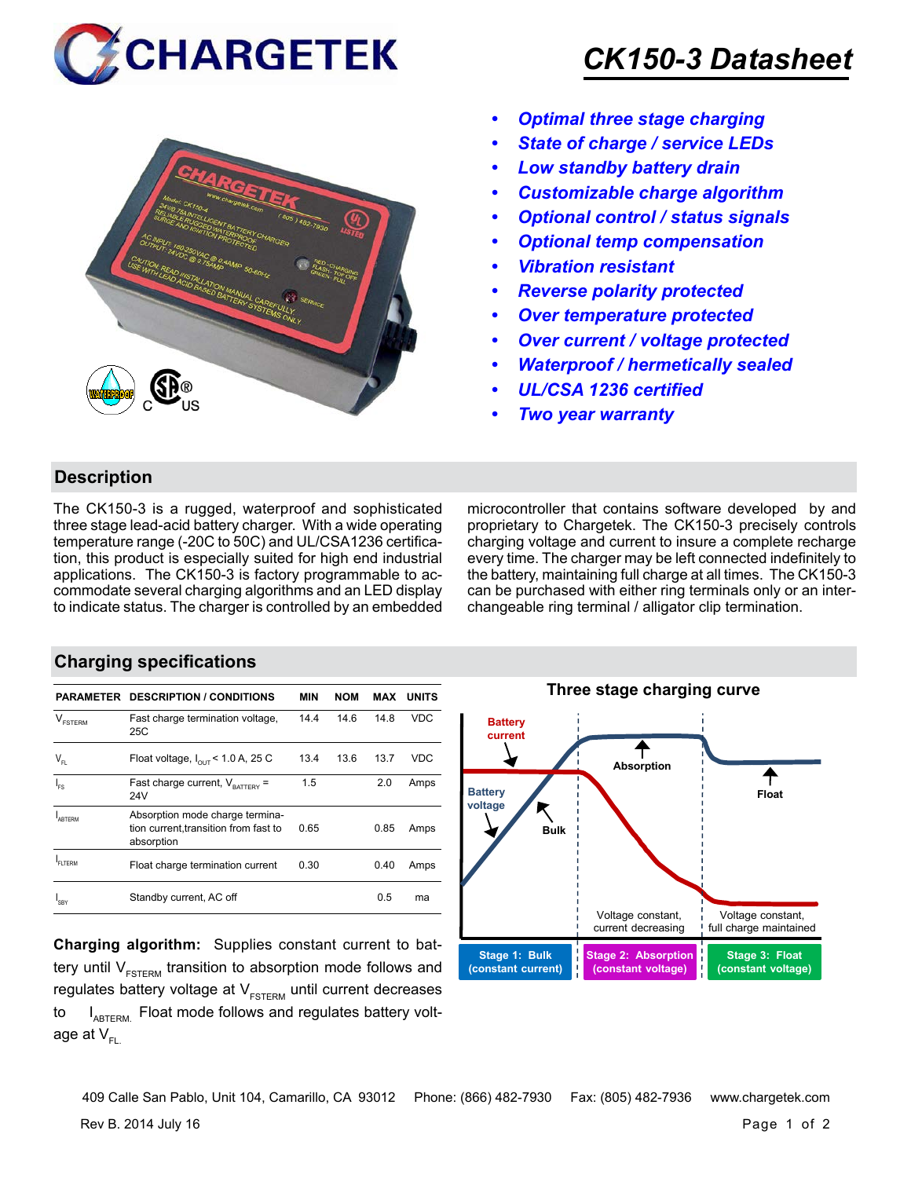# CHARGETEK

# CK150-3 Datasheet

- *Optimal three stage charging*
- *State of charge / service LEDs*
- *Low standby battery drain*
- *Customizable charge algorithm*
- *Optional control / status signals*
- *Optional temp compensation*
- *Vibration resistant*
- *Reverse polarity protected*
- *Over temperature protected*
- *Over current / voltage protected*
- *Waterproof / hermetically sealed*
- *UL/CSA 1236 certified*
- *Two year warranty*

## Description

The CK150-3 is a rugged, waterproof and sophisticated three stage lead-acid battery charger. With a wide operating temperature range (-20C to 50C) and UL/CSA1236 certification, this product is especially suited for high end industrial applications. The CK150-3 is factory programmable to accommodate several charging algorithms and an LED display to indicate status. The charger is controlled by an embedded microcontroller that contains software developed by and proprietary to Chargetek. The CK150-3 precisely controls charging voltage and current to insure a complete recharge every time. The charger may be left connected indefinitely to the battery, maintaining full charge at all times. The CK150-3 can be purchased with either ring terminals only or an interchangeable ring terminal / alligator clip termination.

## Charging specifications

| PARAMETER | DESCRIPTION / CONDITIONS | MIN | NOM | MAX | UNITS |
|---|---|---|---|---|---|
| $V_{FSTERM}$ | Fast charge termination voltage, 25C | 14.4 | 14.6 | 14.8 | VDC |
| $V_{FL}$ | Float voltage, $I_{OUT}$ < 1.0 A, 25 C | 13.4 | 13.6 | 13.7 | VDC |
| $I_{FS}$ | Fast charge current, $V_{BATTERY}$ = 24V | 1.5 | | 2.0 | Amps |
| $I_{ABTERM}$ | Absorption mode charge termination current,transition from fast to absorption | 0.65 | | 0.85 | Amps |
| $I_{FLTERM}$ | Float charge termination current | 0.30 | | 0.40 | Amps |
| $I_{SBY}$ | Standby current, AC off | | | 0.5 | ma |

**Charging algorithm:** Supplies constant current to battery until $V_{FSTERM}$ transition to absorption mode follows and regulates battery voltage at $V_{FSTERM}$ until current decreases to $I_{ABTERM.}$ Float mode follows and regulates battery voltage at $V_{FL.}$

**Three stage charging curve**

Battery current; Battery voltage; Bulk; Absorption; Float

Voltage constant, current decreasing | Voltage constant, full charge maintained

Stage 1: Bulk (constant current) | Stage 2: Absorption (constant voltage) | Stage 3: Float (constant voltage)

409 Calle San Pablo, Unit 104, Camarillo, CA 93012 Phone: (866) 482-7930 Fax: (805) 482-7936 www.chargetek.com

Rev B. 2014 July 16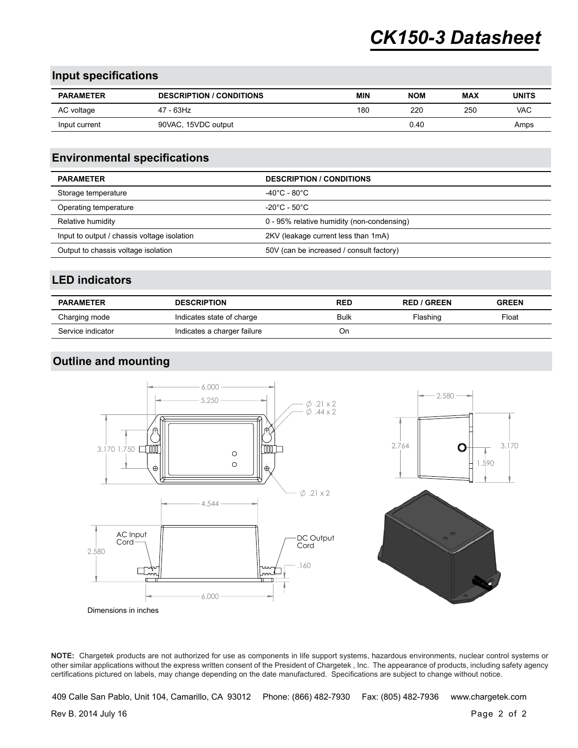# CK150-3 Datasheet

## Input specifications

| PARAMETER | DESCRIPTION / CONDITIONS | MIN | NOM | MAX | UNITS |
|---|---|---|---|---|---|
| AC voltage | 47 - 63Hz | 180 | 220 | 250 | VAC |
| Input current | 90VAC, 15VDC output | | 0.40 | | Amps |

## Environmental specifications

| PARAMETER | DESCRIPTION / CONDITIONS |
|---|---|
| Storage temperature | -40°C - 80°C |
| Operating temperature | -20°C - 50°C |
| Relative humidity | 0 - 95% relative humidity (non-condensing) |
| Input to output / chassis voltage isolation | 2KV (leakage current less than 1mA) |
| Output to chassis voltage isolation | 50V (can be increased / consult factory) |

## LED indicators

| PARAMETER | DESCRIPTION | RED | RED / GREEN | GREEN |
|---|---|---|---|---|
| Charging mode | Indicates state of charge | Bulk | Flashing | Float |
| Service indicator | Indicates a charger failure | On | | |

## Outline and mounting

6.000
5.250
∅ .21 x 2
∅ .44 x 2
3.170 1.750
∅ .21 x 2
4.544
AC Input Cord
DC Output Cord
2.580
.160
6.000
2.580
2.764
3.170
1.590

Dimensions in inches

**NOTE:** Chargetek products are not authorized for use as components in life support systems, hazardous environments, nuclear control systems or other similar applications without the express written consent of the President of Chargetek , Inc. The appearance of products, including safety agency certifications pictured on labels, may change depending on the date manufactured. Specifications are subject to change without notice.

409 Calle San Pablo, Unit 104, Camarillo, CA 93012 Phone: (866) 482-7930 Fax: (805) 482-7936 www.chargetek.com

Rev B. 2014 July 16